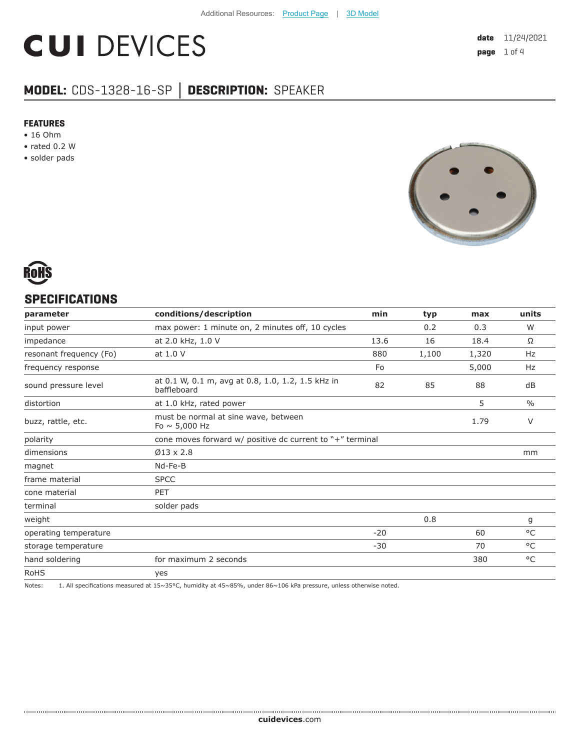Additional Resources: Product Page | 3D Model

# CUI DEVICES

**date** 11/24/2021

## MODEL: CDS-1328-16-SP │ DESCRIPTION: SPEAKER

### FEATURES

- 16 Ohm
- rated 0.2 W
- solder pads

RoHS

## SPECIFICATIONS

| parameter | conditions/description | min | typ | max | units |
|---|---|---|---|---|---|
| input power | max power: 1 minute on, 2 minutes off, 10 cycles | | 0.2 | 0.3 | W |
| impedance | at 2.0 kHz, 1.0 V | 13.6 | 16 | 18.4 | Ω |
| resonant frequency (Fo) | at 1.0 V | 880 | 1,100 | 1,320 | Hz |
| frequency response | | Fo | | 5,000 | Hz |
| sound pressure level | at 0.1 W, 0.1 m, avg at 0.8, 1.0, 1.2, 1.5 kHz in baffleboard | 82 | 85 | 88 | dB |
| distortion | at 1.0 kHz, rated power | | | 5 | % |
| buzz, rattle, etc. | must be normal at sine wave, between Fo ~ 5,000 Hz | | | 1.79 | V |
| polarity | cone moves forward w/ positive dc current to "+" terminal | | | | |
| dimensions | Ø13 x 2.8 | | | | mm |
| magnet | Nd-Fe-B | | | | |
| frame material | SPCC | | | | |
| cone material | PET | | | | |
| terminal | solder pads | | | | |
| weight | | | 0.8 | | g |
| operating temperature | | -20 | | 60 | °C |
| storage temperature | | -30 | | 70 | °C |
| hand soldering | for maximum 2 seconds | | | 380 | °C |
| RoHS | yes | | | | |

Notes: 1. All specifications measured at 15~35°C, humidity at 45~85%, under 86~106 kPa pressure, unless otherwise noted.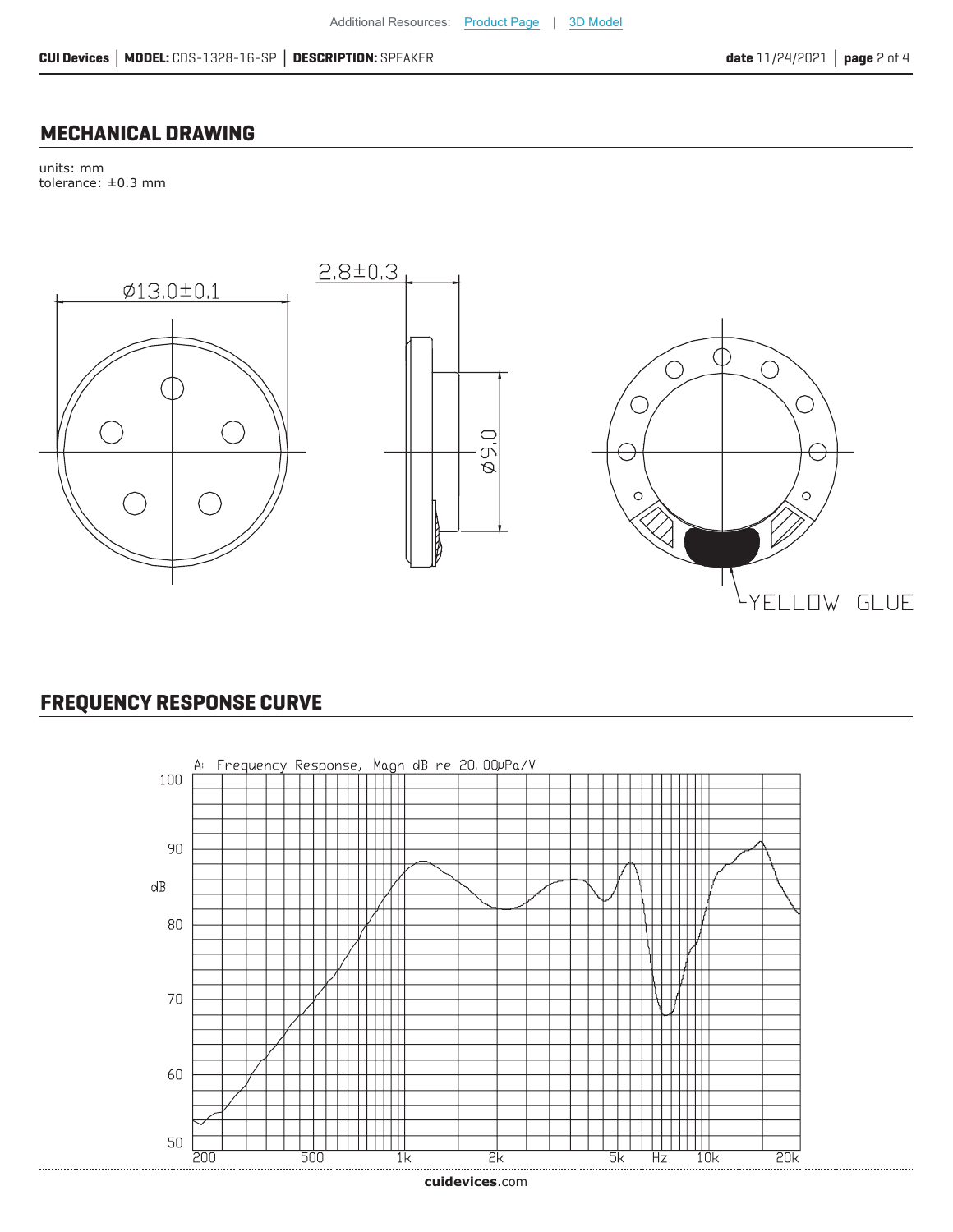## MECHANICAL DRAWING

units: mm
tolerance: ±0.3 mm

## FREQUENCY RESPONSE CURVE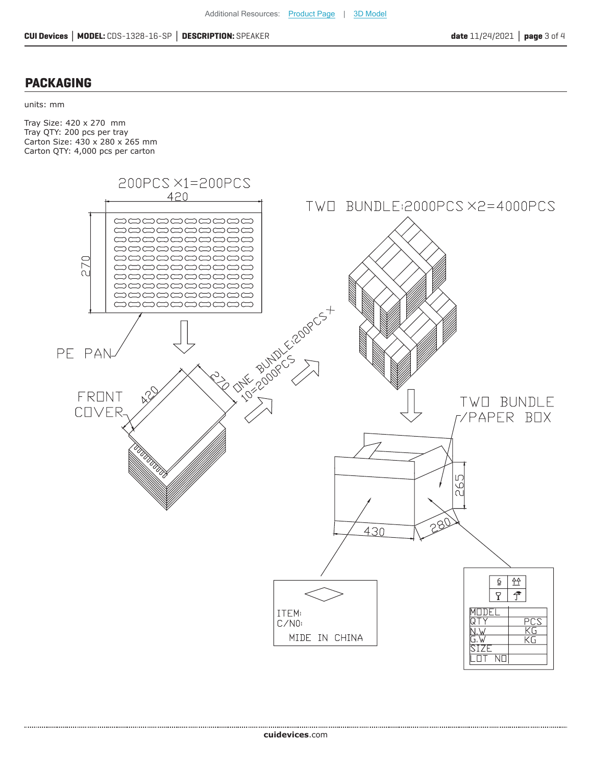## PACKAGING

units: mm

Tray Size: 420 x 270 mm
Tray QTY: 200 pcs per tray
Carton Size: 430 x 280 x 265 mm
Carton QTY: 4,000 pcs per carton

200PCS ×1=200PCS

420

270

PE PAN

FRONT COVER

420

270

ONE BUNDLE:200PCS× 10=2000PCS

TWO BUNDLE:2000PCS ×2=4000PCS

TWO BUNDLE /PAPER BOX

265

430

280

ITEM:
C/NO:
MIDE IN CHINA

| MODEL | |
|---|---|
| QTY | PCS |
| N.W | KG |
| G.W | KG |
| SIZE | |
| LOT NO | |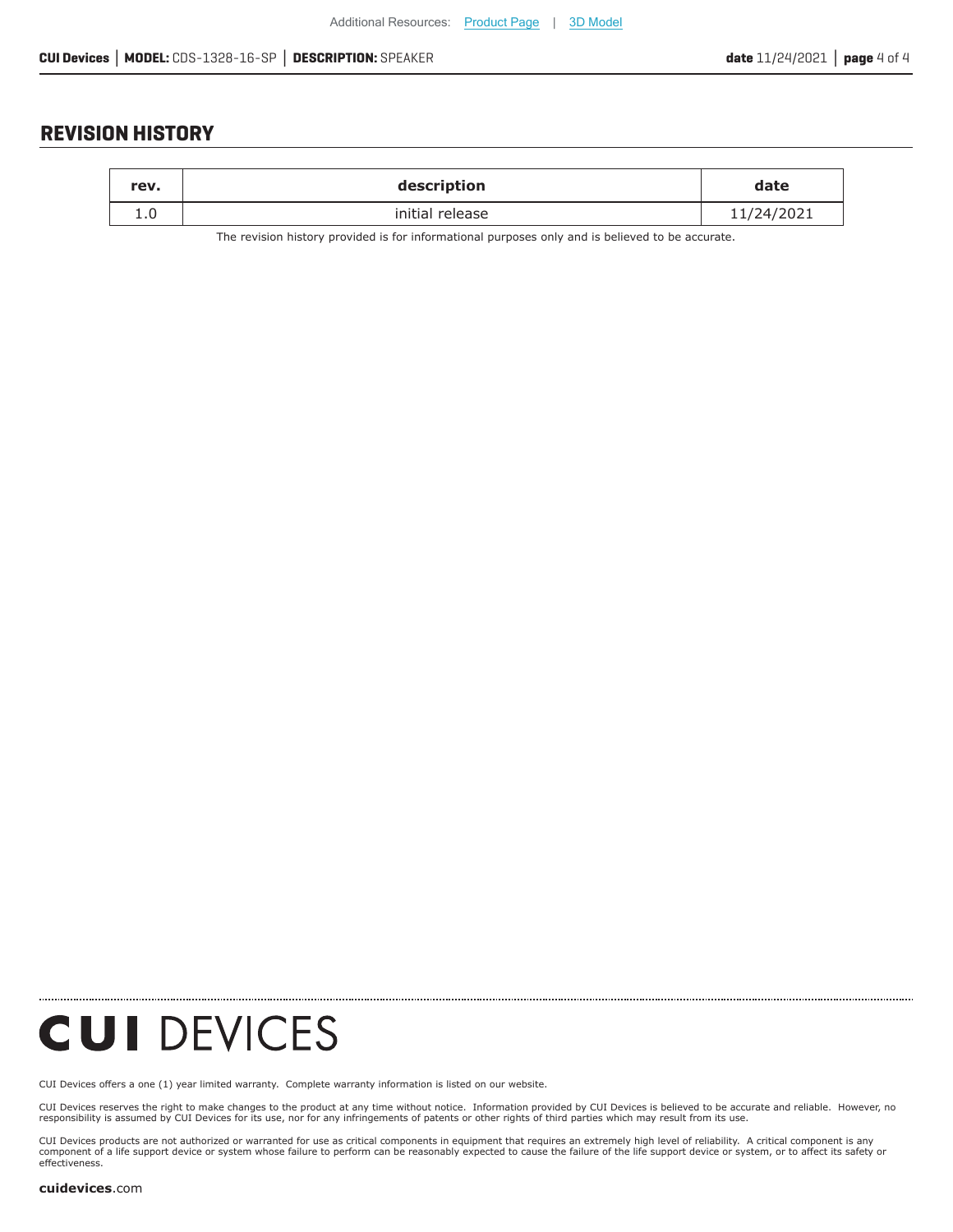## REVISION HISTORY

| rev. | description | date |
|---|---|---|
| 1.0 | initial release | 11/24/2021 |

The revision history provided is for informational purposes only and is believed to be accurate.

**CUI DEVICES**

CUI Devices offers a one (1) year limited warranty. Complete warranty information is listed on our website.

CUI Devices reserves the right to make changes to the product at any time without notice. Information provided by CUI Devices is believed to be accurate and reliable. However, no responsibility is assumed by CUI Devices for its use, nor for any infringements of patents or other rights of third parties which may result from its use.

CUI Devices products are not authorized or warranted for use as critical components in equipment that requires an extremely high level of reliability. A critical component is any component of a life support device or system whose failure to perform can be reasonably expected to cause the failure of the life support device or system, or to affect its safety or effectiveness.

**cuidevices**.com